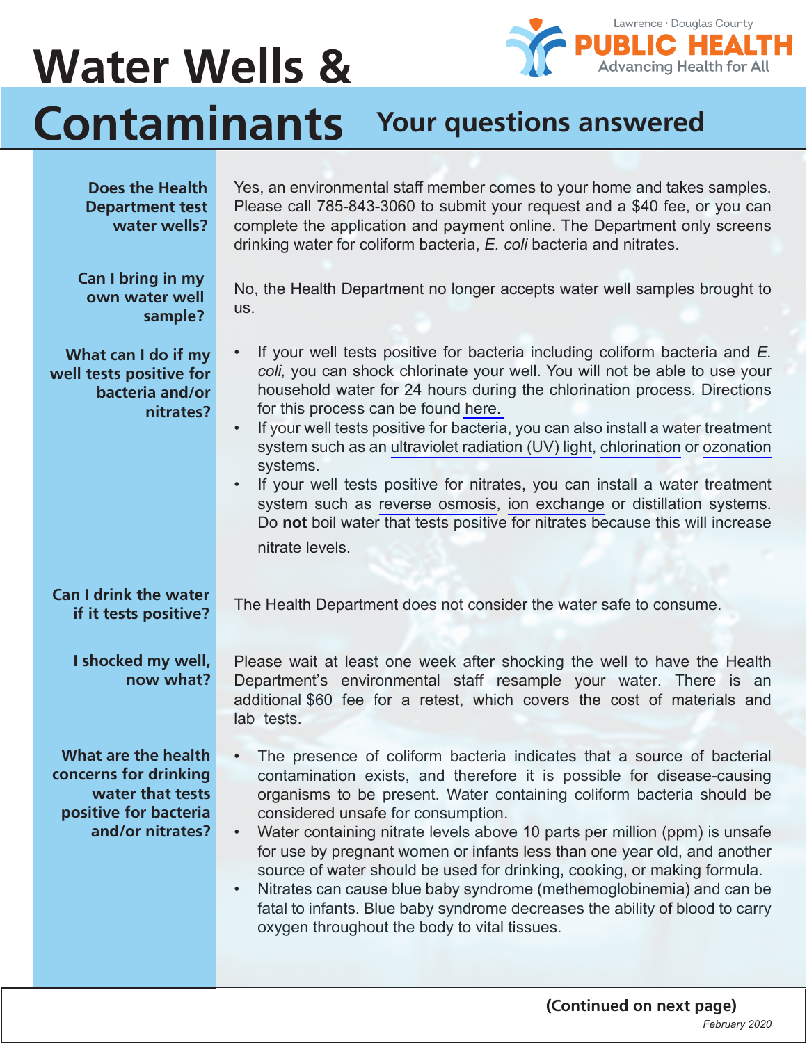# Water Wells & Contaminants

Lawrence · Douglas County PUBLIC HEALTH — Advancing Health for All

## Your questions answered

**Does the Health Department test water wells?**

Yes, an environmental staff member comes to your home and takes samples. Please call 785-843-3060 to submit your request and a $40 fee, or you can complete the application and payment online. The Department only screens drinking water for coliform bacteria, *E. coli* bacteria and nitrates.

**Can I bring in my own water well sample?**

No, the Health Department no longer accepts water well samples brought to us.

**What can I do if my well tests positive for bacteria and/or nitrates?**

- If your well tests positive for bacteria including coliform bacteria and *E. coli,* you can shock chlorinate your well. You will not be able to use your household water for 24 hours during the chlorination process. Directions for this process can be found here.
- If your well tests positive for bacteria, you can also install a water treatment system such as an ultraviolet radiation (UV) light, chlorination or ozonation systems.
- If your well tests positive for nitrates, you can install a water treatment system such as reverse osmosis, ion exchange or distillation systems. Do **not** boil water that tests positive for nitrates because this will increase nitrate levels.

**Can I drink the water if it tests positive?**

The Health Department does not consider the water safe to consume.

**I shocked my well, now what?**

Please wait at least one week after shocking the well to have the Health Department's environmental staff resample your water. There is an additional $60 fee for a retest, which covers the cost of materials and lab tests.

**What are the health concerns for drinking water that tests positive for bacteria and/or nitrates?**

- The presence of coliform bacteria indicates that a source of bacterial contamination exists, and therefore it is possible for disease-causing organisms to be present. Water containing coliform bacteria should be considered unsafe for consumption.
- Water containing nitrate levels above 10 parts per million (ppm) is unsafe for use by pregnant women or infants less than one year old, and another source of water should be used for drinking, cooking, or making formula.
- Nitrates can cause blue baby syndrome (methemoglobinemia) and can be fatal to infants. Blue baby syndrome decreases the ability of blood to carry oxygen throughout the body to vital tissues.

**(Continued on next page)**

*February 2020*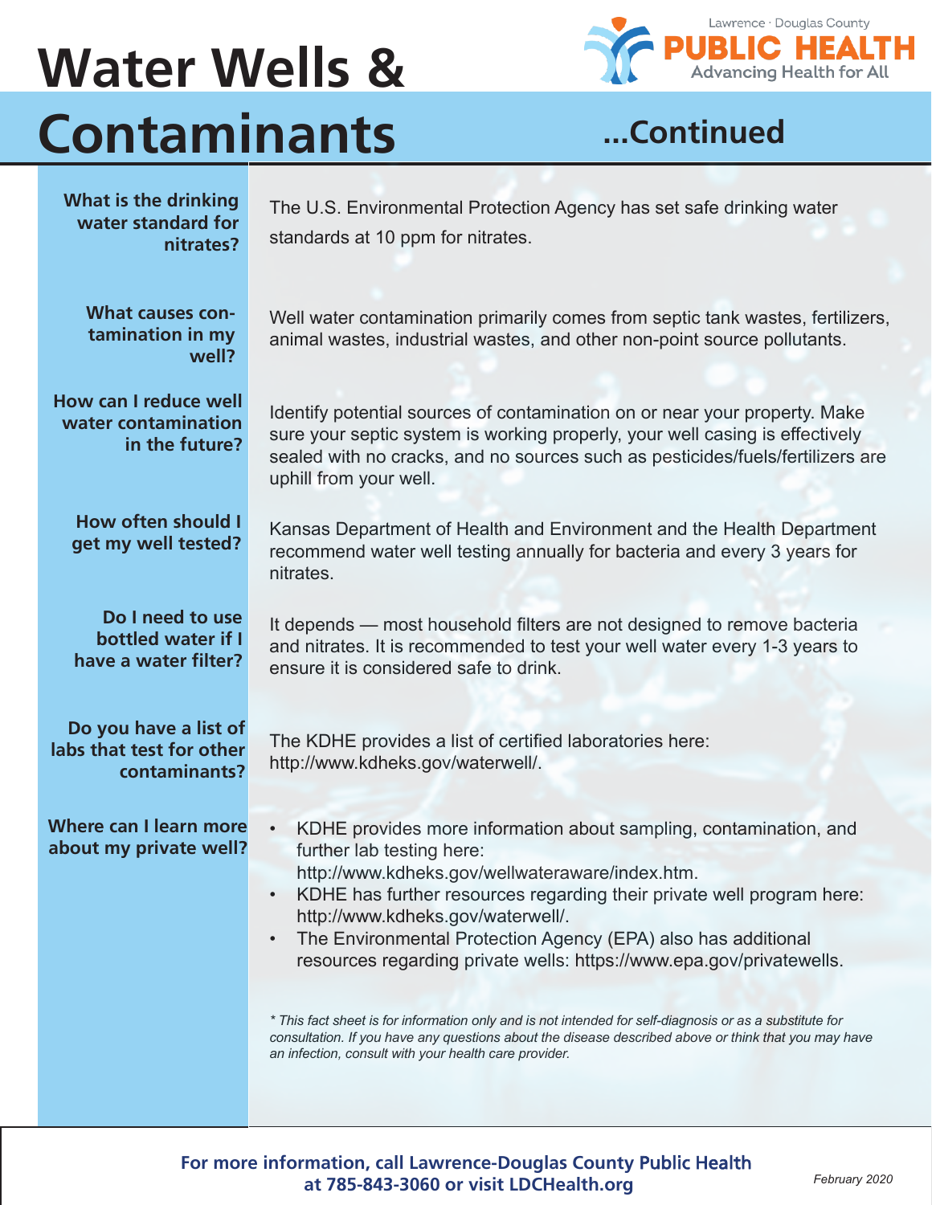# Water Wells & Contaminants ...Continued

Lawrence · Douglas County PUBLIC HEALTH Advancing Health for All

**What is the drinking water standard for nitrates?**

The U.S. Environmental Protection Agency has set safe drinking water standards at 10 ppm for nitrates.

**What causes contamination in my well?**

Well water contamination primarily comes from septic tank wastes, fertilizers, animal wastes, industrial wastes, and other non-point source pollutants.

**How can I reduce well water contamination in the future?**

Identify potential sources of contamination on or near your property. Make sure your septic system is working properly, your well casing is effectively sealed with no cracks, and no sources such as pesticides/fuels/fertilizers are uphill from your well.

**How often should I get my well tested?**

Kansas Department of Health and Environment and the Health Department recommend water well testing annually for bacteria and every 3 years for nitrates.

**Do I need to use bottled water if I have a water filter?**

It depends — most household filters are not designed to remove bacteria and nitrates. It is recommended to test your well water every 1-3 years to ensure it is considered safe to drink.

**Do you have a list of labs that test for other contaminants?**

The KDHE provides a list of certified laboratories here: http://www.kdheks.gov/waterwell/.

**Where can I learn more about my private well?**

- KDHE provides more information about sampling, contamination, and further lab testing here: http://www.kdheks.gov/wellwateraware/index.htm.
- KDHE has further resources regarding their private well program here: http://www.kdheks.gov/waterwell/.
- The Environmental Protection Agency (EPA) also has additional resources regarding private wells: https://www.epa.gov/privatewells.

*\* This fact sheet is for information only and is not intended for self-diagnosis or as a substitute for consultation. If you have any questions about the disease described above or think that you may have an infection, consult with your health care provider.*

**For more information, call Lawrence-Douglas County Public Health at 785-843-3060 or visit LDCHealth.org**

*February 2020*